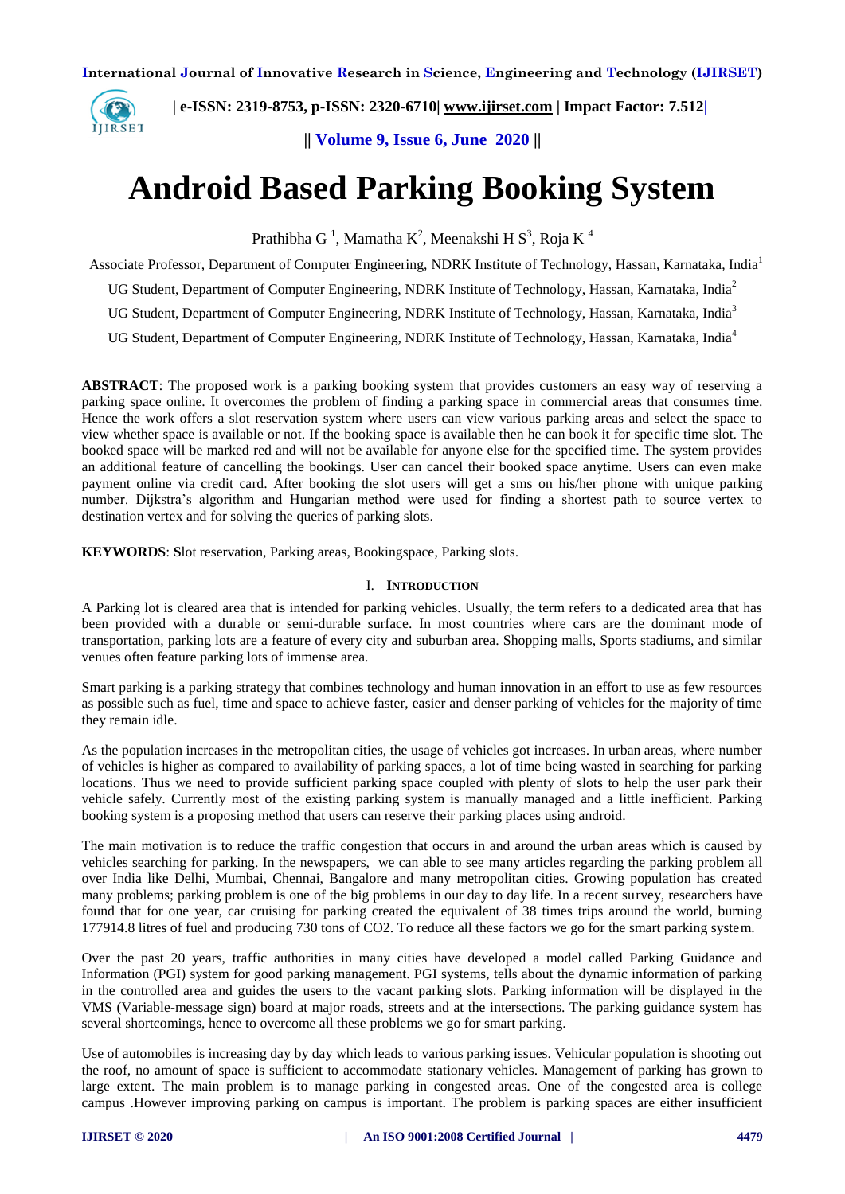# Android Based Parking Booking System

Prathibha G [1], Mamatha K[2], Meenakshi H S[3], Roja K [4]

Associate Professor, Department of Computer Engineering, NDRK Institute of Technology, Hassan, Karnataka, India[1]

UG Student, Department of Computer Engineering, NDRK Institute of Technology, Hassan, Karnataka, India[2]

UG Student, Department of Computer Engineering, NDRK Institute of Technology, Hassan, Karnataka, India[3]

UG Student, Department of Computer Engineering, NDRK Institute of Technology, Hassan, Karnataka, India[4]

**ABSTRACT**: The proposed work is a parking booking system that provides customers an easy way of reserving a parking space online. It overcomes the problem of finding a parking space in commercial areas that consumes time. Hence the work offers a slot reservation system where users can view various parking areas and select the space to view whether space is available or not. If the booking space is available then he can book it for specific time slot. The booked space will be marked red and will not be available for anyone else for the specified time. The system provides an additional feature of cancelling the bookings. User can cancel their booked space anytime. Users can even make payment online via credit card. After booking the slot users will get a sms on his/her phone with unique parking number. Dijkstra's algorithm and Hungarian method were used for finding a shortest path to source vertex to destination vertex and for solving the queries of parking slots.

**KEYWORDS**: **S**lot reservation, Parking areas, Bookingspace, Parking slots.

## I. INTRODUCTION

A Parking lot is cleared area that is intended for parking vehicles. Usually, the term refers to a dedicated area that has been provided with a durable or semi-durable surface. In most countries where cars are the dominant mode of transportation, parking lots are a feature of every city and suburban area. Shopping malls, Sports stadiums, and similar venues often feature parking lots of immense area.

Smart parking is a parking strategy that combines technology and human innovation in an effort to use as few resources as possible such as fuel, time and space to achieve faster, easier and denser parking of vehicles for the majority of time they remain idle.

As the population increases in the metropolitan cities, the usage of vehicles got increases. In urban areas, where number of vehicles is higher as compared to availability of parking spaces, a lot of time being wasted in searching for parking locations. Thus we need to provide sufficient parking space coupled with plenty of slots to help the user park their vehicle safely. Currently most of the existing parking system is manually managed and a little inefficient. Parking booking system is a proposing method that users can reserve their parking places using android.

The main motivation is to reduce the traffic congestion that occurs in and around the urban areas which is caused by vehicles searching for parking. In the newspapers, we can able to see many articles regarding the parking problem all over India like Delhi, Mumbai, Chennai, Bangalore and many metropolitan cities. Growing population has created many problems; parking problem is one of the big problems in our day to day life. In a recent survey, researchers have found that for one year, car cruising for parking created the equivalent of 38 times trips around the world, burning 177914.8 litres of fuel and producing 730 tons of $CO_2$. To reduce all these factors we go for the smart parking system.

Over the past 20 years, traffic authorities in many cities have developed a model called Parking Guidance and Information (PGI) system for good parking management. PGI systems, tells about the dynamic information of parking in the controlled area and guides the users to the vacant parking slots. Parking information will be displayed in the VMS (Variable-message sign) board at major roads, streets and at the intersections. The parking guidance system has several shortcomings, hence to overcome all these problems we go for smart parking.

Use of automobiles is increasing day by day which leads to various parking issues. Vehicular population is shooting out the roof, no amount of space is sufficient to accommodate stationary vehicles. Management of parking has grown to large extent. The main problem is to manage parking in congested areas. One of the congested area is college campus .However improving parking on campus is important. The problem is parking spaces are either insufficient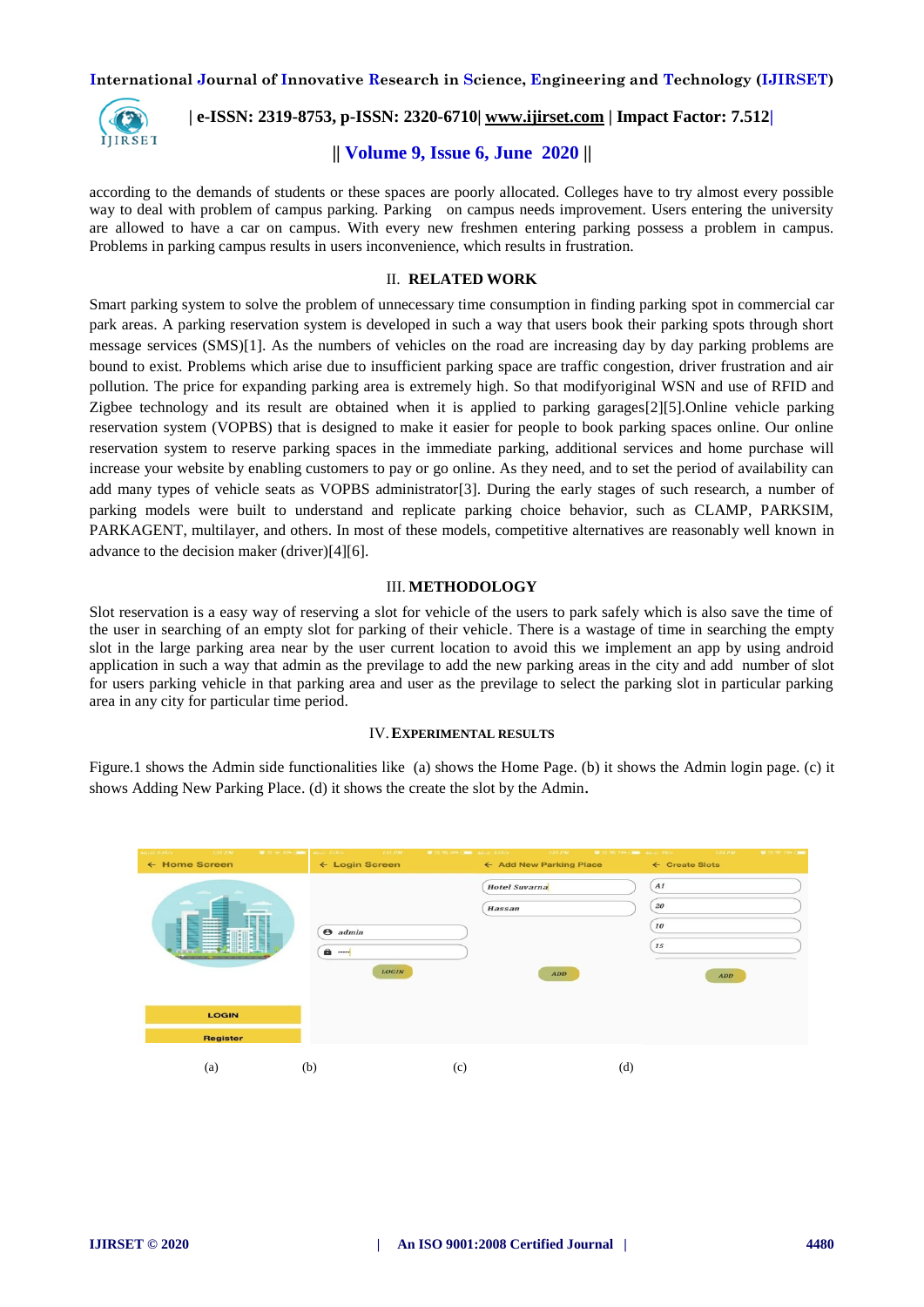according to the demands of students or these spaces are poorly allocated. Colleges have to try almost every possible way to deal with problem of campus parking. Parking on campus needs improvement. Users entering the university are allowed to have a car on campus. With every new freshmen entering parking possess a problem in campus. Problems in parking campus results in users inconvenience, which results in frustration.

## II. RELATED WORK

Smart parking system to solve the problem of unnecessary time consumption in finding parking spot in commercial car park areas. A parking reservation system is developed in such a way that users book their parking spots through short message services (SMS)[1]. As the numbers of vehicles on the road are increasing day by day parking problems are bound to exist. Problems which arise due to insufficient parking space are traffic congestion, driver frustration and air pollution. The price for expanding parking area is extremely high. So that modifyoriginal WSN and use of RFID and Zigbee technology and its result are obtained when it is applied to parking garages[2][5].Online vehicle parking reservation system (VOPBS) that is designed to make it easier for people to book parking spaces online. Our online reservation system to reserve parking spaces in the immediate parking, additional services and home purchase will increase your website by enabling customers to pay or go online. As they need, and to set the period of availability can add many types of vehicle seats as VOPBS administrator[3]. During the early stages of such research, a number of parking models were built to understand and replicate parking choice behavior, such as CLAMP, PARKSIM, PARKAGENT, multilayer, and others. In most of these models, competitive alternatives are reasonably well known in advance to the decision maker (driver)[4][6].

## III. METHODOLOGY

Slot reservation is a easy way of reserving a slot for vehicle of the users to park safely which is also save the time of the user in searching of an empty slot for parking of their vehicle. There is a wastage of time in searching the empty slot in the large parking area near by the user current location to avoid this we implement an app by using android application in such a way that admin as the previlage to add the new parking areas in the city and add number of slot for users parking vehicle in that parking area and user as the previlage to select the parking slot in particular parking area in any city for particular time period.

## IV. EXPERIMENTAL RESULTS

Figure.1 shows the Admin side functionalities like (a) shows the Home Page. (b) it shows the Admin login page. (c) it shows Adding New Parking Place. (d) it shows the create the slot by the Admin.

(a) (b) (c) (d)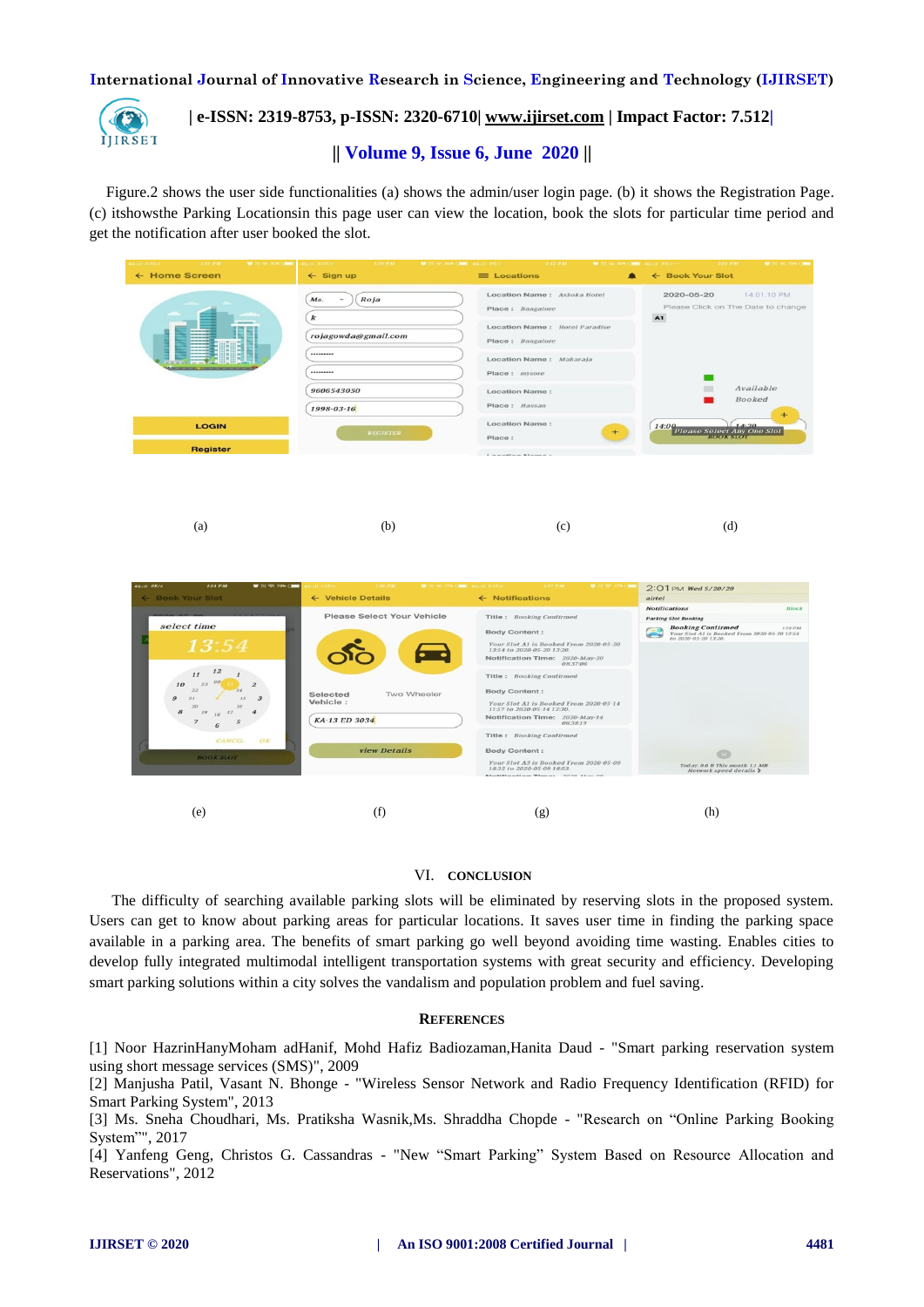Figure.2 shows the user side functionalities (a) shows the admin/user login page. (b) it shows the Registration Page. (c) itshowsthe Parking Locationsin this page user can view the location, book the slots for particular time period and get the notification after user booked the slot.

(a) (b) (c) (d)

(e) (f) (g) (h)

## VI. CONCLUSION

The difficulty of searching available parking slots will be eliminated by reserving slots in the proposed system. Users can get to know about parking areas for particular locations. It saves user time in finding the parking space available in a parking area. The benefits of smart parking go well beyond avoiding time wasting. Enables cities to develop fully integrated multimodal intelligent transportation systems with great security and efficiency. Developing smart parking solutions within a city solves the vandalism and population problem and fuel saving.

## REFERENCES

[1] Noor HazrinHanyMoham adHanif, Mohd Hafiz Badiozaman,Hanita Daud - "Smart parking reservation system using short message services (SMS)", 2009

[2] Manjusha Patil, Vasant N. Bhonge - "Wireless Sensor Network and Radio Frequency Identification (RFID) for Smart Parking System", 2013

[3] Ms. Sneha Choudhari, Ms. Pratiksha Wasnik,Ms. Shraddha Chopde - "Research on “Online Parking Booking System”", 2017

[4] Yanfeng Geng, Christos G. Cassandras - "New “Smart Parking” System Based on Resource Allocation and Reservations", 2012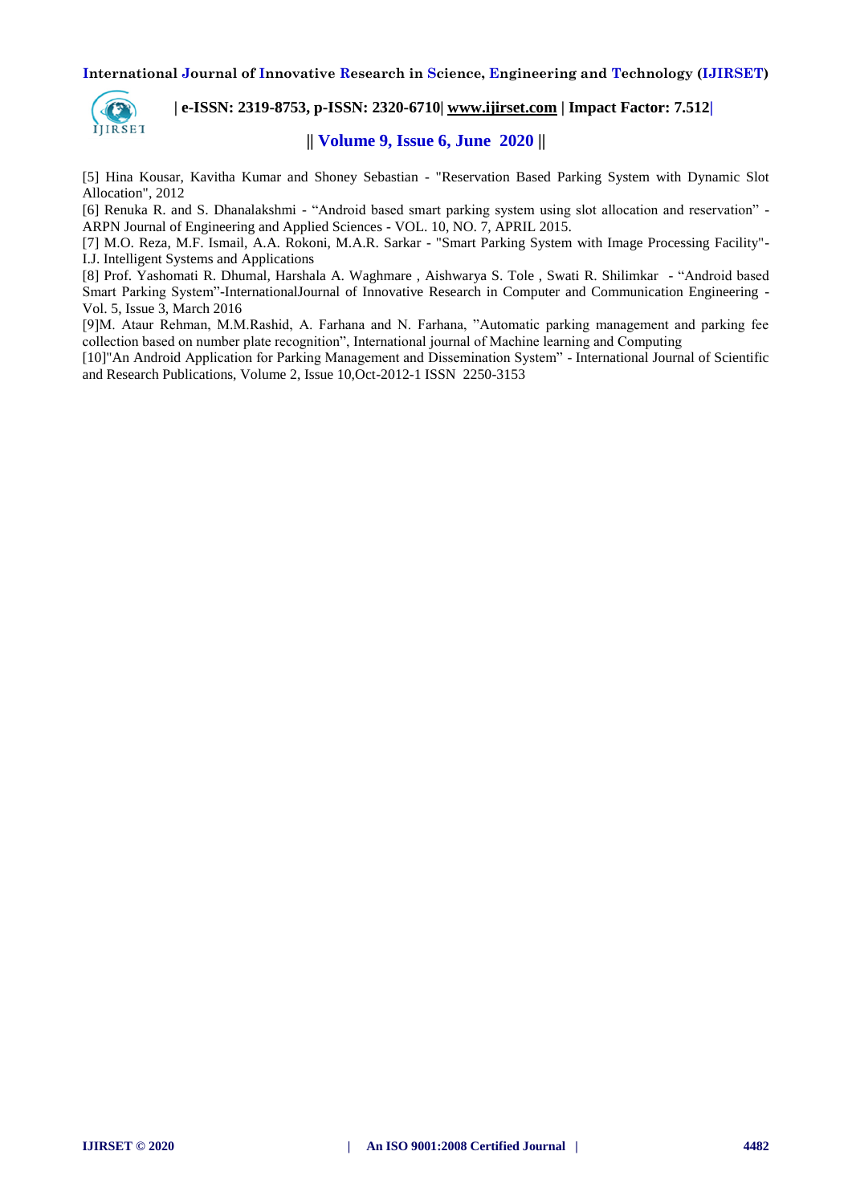[5] Hina Kousar, Kavitha Kumar and Shoney Sebastian - "Reservation Based Parking System with Dynamic Slot Allocation", 2012

[6] Renuka R. and S. Dhanalakshmi - "Android based smart parking system using slot allocation and reservation" - ARPN Journal of Engineering and Applied Sciences - VOL. 10, NO. 7, APRIL 2015.

[7] M.O. Reza, M.F. Ismail, A.A. Rokoni, M.A.R. Sarkar - "Smart Parking System with Image Processing Facility"- I.J. Intelligent Systems and Applications

[8] Prof. Yashomati R. Dhumal, Harshala A. Waghmare , Aishwarya S. Tole , Swati R. Shilimkar - "Android based Smart Parking System"-InternationalJournal of Innovative Research in Computer and Communication Engineering - Vol. 5, Issue 3, March 2016

[9]M. Ataur Rehman, M.M.Rashid, A. Farhana and N. Farhana, "Automatic parking management and parking fee collection based on number plate recognition", International journal of Machine learning and Computing

[10]"An Android Application for Parking Management and Dissemination System" - International Journal of Scientific and Research Publications, Volume 2, Issue 10,Oct-2012-1 ISSN 2250-3153